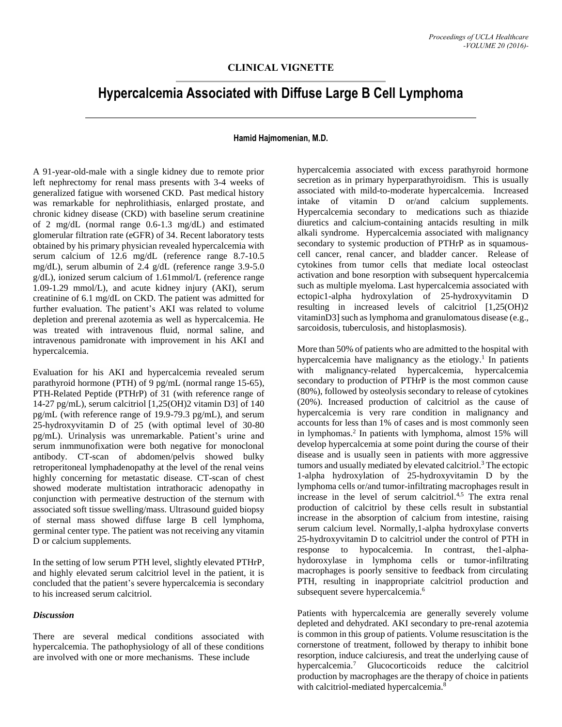**CLINICAL VIGNETTE**

# Hypercalcemia Associated with Diffuse Large B Cell Lymphoma

**Hamid Hajmomenian, M.D.**

A 91-year-old-male with a single kidney due to remote prior left nephrectomy for renal mass presents with 3-4 weeks of generalized fatigue with worsened CKD. Past medical history was remarkable for nephrolithiasis, enlarged prostate, and chronic kidney disease (CKD) with baseline serum creatinine of 2 mg/dL (normal range 0.6-1.3 mg/dL) and estimated glomerular filtration rate (eGFR) of 34. Recent laboratory tests obtained by his primary physician revealed hypercalcemia with serum calcium of 12.6 mg/dL (reference range 8.7-10.5 mg/dL), serum albumin of 2.4 g/dL (reference range 3.9-5.0 g/dL), ionized serum calcium of 1.61mmol/L (reference range 1.09-1.29 mmol/L), and acute kidney injury (AKI), serum creatinine of 6.1 mg/dL on CKD. The patient was admitted for further evaluation. The patient's AKI was related to volume depletion and prerenal azotemia as well as hypercalcemia. He was treated with intravenous fluid, normal saline, and intravenous pamidronate with improvement in his AKI and hypercalcemia.

Evaluation for his AKI and hypercalcemia revealed serum parathyroid hormone (PTH) of 9 pg/mL (normal range 15-65), PTH-Related Peptide (PTHrP) of 31 (with reference range of 14-27 pg/mL), serum calcitriol [1,25(OH)2 vitamin D3] of 140 pg/mL (with reference range of 19.9-79.3 pg/mL), and serum 25-hydroxyvitamin D of 25 (with optimal level of 30-80 pg/mL). Urinalysis was unremarkable. Patient's urine and serum inmmunofixation were both negative for monoclonal antibody. CT-scan of abdomen/pelvis showed bulky retroperitoneal lymphadenopathy at the level of the renal veins highly concerning for metastatic disease. CT-scan of chest showed moderate multistation intrathoracic adenopathy in conjunction with permeative destruction of the sternum with associated soft tissue swelling/mass. Ultrasound guided biopsy of sternal mass showed diffuse large B cell lymphoma, germinal center type. The patient was not receiving any vitamin D or calcium supplements.

In the setting of low serum PTH level, slightly elevated PTHrP, and highly elevated serum calcitriol level in the patient, it is concluded that the patient's severe hypercalcemia is secondary to his increased serum calcitriol.

### *Discussion*

There are several medical conditions associated with hypercalcemia. The pathophysiology of all of these conditions are involved with one or more mechanisms. These include hypercalcemia associated with excess parathyroid hormone secretion as in primary hyperparathyroidism. This is usually associated with mild-to-moderate hypercalcemia. Increased intake of vitamin D or/and calcium supplements. Hypercalcemia secondary to medications such as thiazide diuretics and calcium-containing antacids resulting in milk alkali syndrome. Hypercalcemia associated with malignancy secondary to systemic production of PTHrP as in squamous-cell cancer, renal cancer, and bladder cancer. Release of cytokines from tumor cells that mediate local osteoclast activation and bone resorption with subsequent hypercalcemia such as multiple myeloma. Last hypercalcemia associated with ectopic1-alpha hydroxylation of 25-hydroxyvitamin D resulting in increased levels of calcitriol [1,25(OH)2 vitaminD3] such as lymphoma and granulomatous disease (e.g., sarcoidosis, tuberculosis, and histoplasmosis).

More than 50% of patients who are admitted to the hospital with hypercalcemia have malignancy as the etiology.[1] In patients with malignancy-related hypercalcemia, hypercalcemia secondary to production of PTHrP is the most common cause (80%), followed by osteolysis secondary to release of cytokines (20%). Increased production of calcitriol as the cause of hypercalcemia is very rare condition in malignancy and accounts for less than 1% of cases and is most commonly seen in lymphomas.[2] In patients with lymphoma, almost 15% will develop hypercalcemia at some point during the course of their disease and is usually seen in patients with more aggressive tumors and usually mediated by elevated calcitriol.[3] The ectopic 1-alpha hydroxylation of 25-hydroxyvitamin D by the lymphoma cells or/and tumor-infiltrating macrophages result in increase in the level of serum calcitriol.[4,5] The extra renal production of calcitriol by these cells result in substantial increase in the absorption of calcium from intestine, raising serum calcium level. Normally,1-alpha hydroxylase converts 25-hydroxyvitamin D to calcitriol under the control of PTH in response to hypocalcemia. In contrast, the1-alpha-hydoroxylase in lymphoma cells or tumor-infiltrating macrophages is poorly sensitive to feedback from circulating PTH, resulting in inappropriate calcitriol production and subsequent severe hypercalcemia.[6]

Patients with hypercalcemia are generally severely volume depleted and dehydrated. AKI secondary to pre-renal azotemia is common in this group of patients. Volume resuscitation is the cornerstone of treatment, followed by therapy to inhibit bone resorption, induce calciuresis, and treat the underlying cause of hypercalcemia.[7] Glucocorticoids reduce the calcitriol production by macrophages are the therapy of choice in patients with calcitriol-mediated hypercalcemia.[8]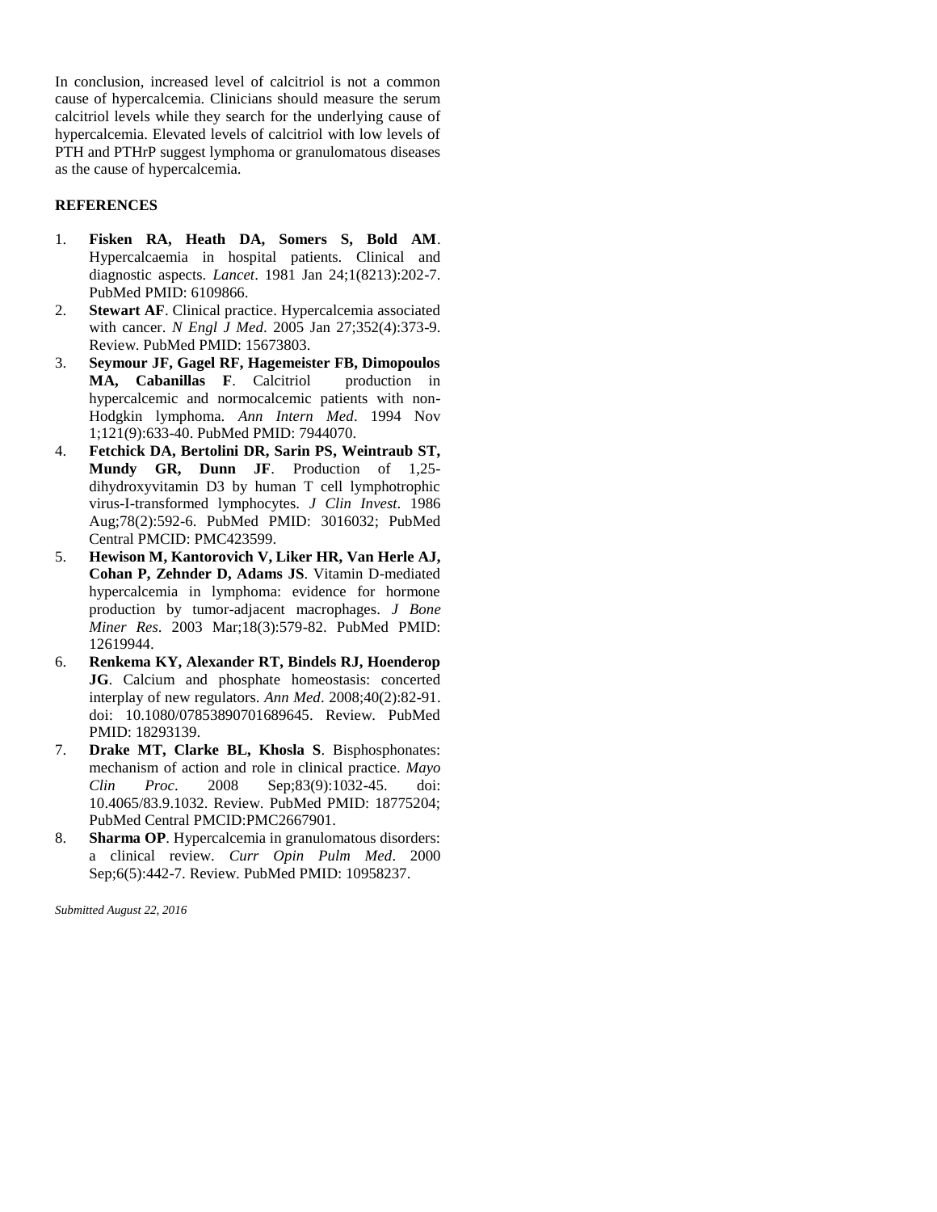In conclusion, increased level of calcitriol is not a common cause of hypercalcemia. Clinicians should measure the serum calcitriol levels while they search for the underlying cause of hypercalcemia. Elevated levels of calcitriol with low levels of PTH and PTHrP suggest lymphoma or granulomatous diseases as the cause of hypercalcemia.

## REFERENCES

1. **Fisken RA, Heath DA, Somers S, Bold AM**. Hypercalcaemia in hospital patients. Clinical and diagnostic aspects. *Lancet*. 1981 Jan 24;1(8213):202-7. PubMed PMID: 6109866.
2. **Stewart AF**. Clinical practice. Hypercalcemia associated with cancer. *N Engl J Med*. 2005 Jan 27;352(4):373-9. Review. PubMed PMID: 15673803.
3. **Seymour JF, Gagel RF, Hagemeister FB, Dimopoulos MA, Cabanillas F**. Calcitriol production in hypercalcemic and normocalcemic patients with non-Hodgkin lymphoma. *Ann Intern Med*. 1994 Nov 1;121(9):633-40. PubMed PMID: 7944070.
4. **Fetchick DA, Bertolini DR, Sarin PS, Weintraub ST, Mundy GR, Dunn JF**. Production of 1,25-dihydroxyvitamin D3 by human T cell lymphotrophic virus-I-transformed lymphocytes. *J Clin Invest*. 1986 Aug;78(2):592-6. PubMed PMID: 3016032; PubMed Central PMCID: PMC423599.
5. **Hewison M, Kantorovich V, Liker HR, Van Herle AJ, Cohan P, Zehnder D, Adams JS**. Vitamin D-mediated hypercalcemia in lymphoma: evidence for hormone production by tumor-adjacent macrophages. *J Bone Miner Res*. 2003 Mar;18(3):579-82. PubMed PMID: 12619944.
6. **Renkema KY, Alexander RT, Bindels RJ, Hoenderop JG**. Calcium and phosphate homeostasis: concerted interplay of new regulators. *Ann Med*. 2008;40(2):82-91. doi: 10.1080/07853890701689645. Review. PubMed PMID: 18293139.
7. **Drake MT, Clarke BL, Khosla S**. Bisphosphonates: mechanism of action and role in clinical practice. *Mayo Clin Proc*. 2008 Sep;83(9):1032-45. doi: 10.4065/83.9.1032. Review. PubMed PMID: 18775204; PubMed Central PMCID:PMC2667901.
8. **Sharma OP**. Hypercalcemia in granulomatous disorders: a clinical review. *Curr Opin Pulm Med*. 2000 Sep;6(5):442-7. Review. PubMed PMID: 10958237.

*Submitted August 22, 2016*